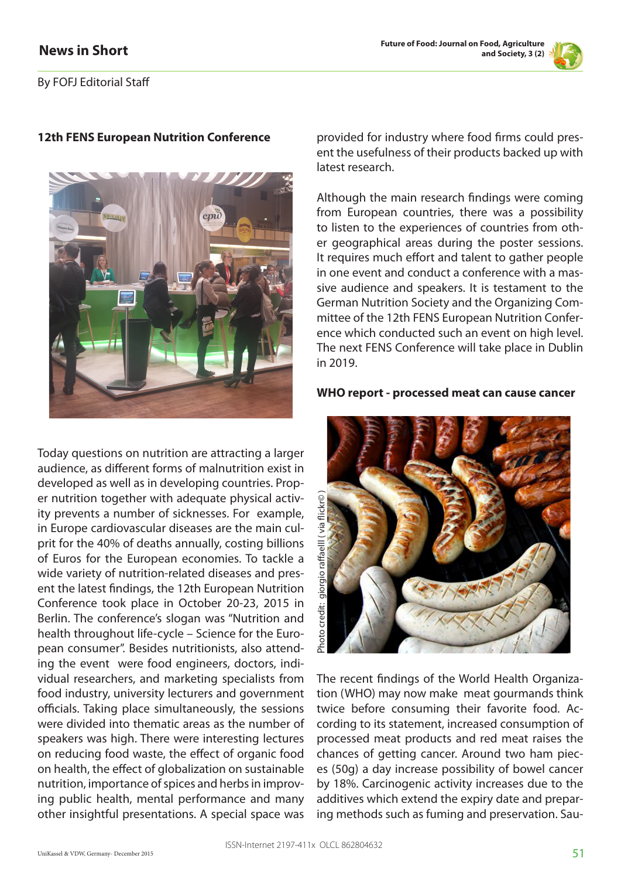## News in Short

By FOFJ Editorial Staff

### 12th FENS European Nutrition Conference

Today questions on nutrition are attracting a larger audience, as different forms of malnutrition exist in developed as well as in developing countries. Proper nutrition together with adequate physical activity prevents a number of sicknesses. For example, in Europe cardiovascular diseases are the main culprit for the 40% of deaths annually, costing billions of Euros for the European economies. To tackle a wide variety of nutrition-related diseases and present the latest findings, the 12th European Nutrition Conference took place in October 20-23, 2015 in Berlin. The conference's slogan was "Nutrition and health throughout life-cycle – Science for the European consumer". Besides nutritionists, also attending the event were food engineers, doctors, individual researchers, and marketing specialists from food industry, university lecturers and government officials. Taking place simultaneously, the sessions were divided into thematic areas as the number of speakers was high. There were interesting lectures on reducing food waste, the effect of organic food on health, the effect of globalization on sustainable nutrition, importance of spices and herbs in improving public health, mental performance and many other insightful presentations. A special space was provided for industry where food firms could present the usefulness of their products backed up with latest research.

Although the main research findings were coming from European countries, there was a possibility to listen to the experiences of countries from other geographical areas during the poster sessions. It requires much effort and talent to gather people in one event and conduct a conference with a massive audience and speakers. It is testament to the German Nutrition Society and the Organizing Committee of the 12th FENS European Nutrition Conference which conducted such an event on high level. The next FENS Conference will take place in Dublin in 2019.

### WHO report - processed meat can cause cancer

Photo credit: giorgio raffaelll ( via flickr© )

The recent findings of the World Health Organization (WHO) may now make meat gourmands think twice before consuming their favorite food. According to its statement, increased consumption of processed meat products and red meat raises the chances of getting cancer. Around two ham pieces (50g) a day increase possibility of bowel cancer by 18%. Carcinogenic activity increases due to the additives which extend the expiry date and preparing methods such as fuming and preservation. Sau-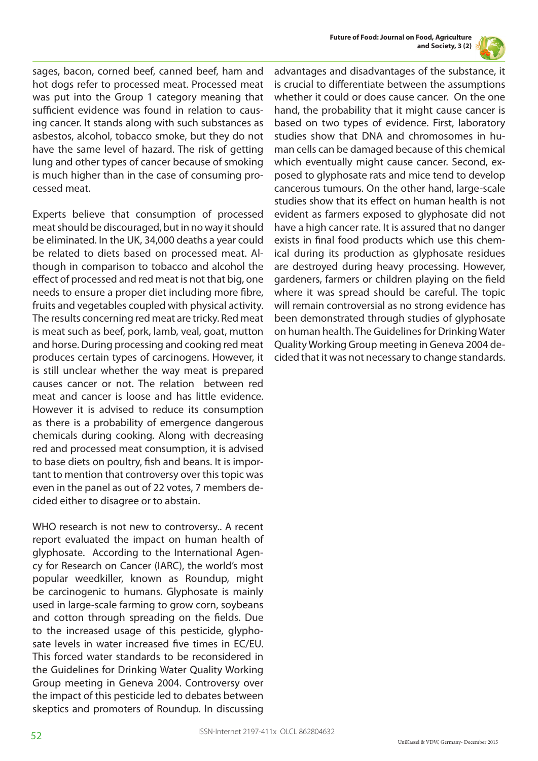sages, bacon, corned beef, canned beef, ham and hot dogs refer to processed meat. Processed meat was put into the Group 1 category meaning that sufficient evidence was found in relation to causing cancer. It stands along with such substances as asbestos, alcohol, tobacco smoke, but they do not have the same level of hazard. The risk of getting lung and other types of cancer because of smoking is much higher than in the case of consuming processed meat.

Experts believe that consumption of processed meat should be discouraged, but in no way it should be eliminated. In the UK, 34,000 deaths a year could be related to diets based on processed meat. Although in comparison to tobacco and alcohol the effect of processed and red meat is not that big, one needs to ensure a proper diet including more fibre, fruits and vegetables coupled with physical activity. The results concerning red meat are tricky. Red meat is meat such as beef, pork, lamb, veal, goat, mutton and horse. During processing and cooking red meat produces certain types of carcinogens. However, it is still unclear whether the way meat is prepared causes cancer or not. The relation between red meat and cancer is loose and has little evidence. However it is advised to reduce its consumption as there is a probability of emergence dangerous chemicals during cooking. Along with decreasing red and processed meat consumption, it is advised to base diets on poultry, fish and beans. It is important to mention that controversy over this topic was even in the panel as out of 22 votes, 7 members decided either to disagree or to abstain.

WHO research is not new to controversy.. A recent report evaluated the impact on human health of glyphosate. According to the International Agency for Research on Cancer (IARC), the world's most popular weedkiller, known as Roundup, might be carcinogenic to humans. Glyphosate is mainly used in large-scale farming to grow corn, soybeans and cotton through spreading on the fields. Due to the increased usage of this pesticide, glyphosate levels in water increased five times in EC/EU. This forced water standards to be reconsidered in the Guidelines for Drinking Water Quality Working Group meeting in Geneva 2004. Controversy over the impact of this pesticide led to debates between skeptics and promoters of Roundup. In discussing advantages and disadvantages of the substance, it is crucial to differentiate between the assumptions whether it could or does cause cancer. On the one hand, the probability that it might cause cancer is based on two types of evidence. First, laboratory studies show that DNA and chromosomes in human cells can be damaged because of this chemical which eventually might cause cancer. Second, exposed to glyphosate rats and mice tend to develop cancerous tumours. On the other hand, large-scale studies show that its effect on human health is not evident as farmers exposed to glyphosate did not have a high cancer rate. It is assured that no danger exists in final food products which use this chemical during its production as glyphosate residues are destroyed during heavy processing. However, gardeners, farmers or children playing on the field where it was spread should be careful. The topic will remain controversial as no strong evidence has been demonstrated through studies of glyphosate on human health. The Guidelines for Drinking Water Quality Working Group meeting in Geneva 2004 decided that it was not necessary to change standards.